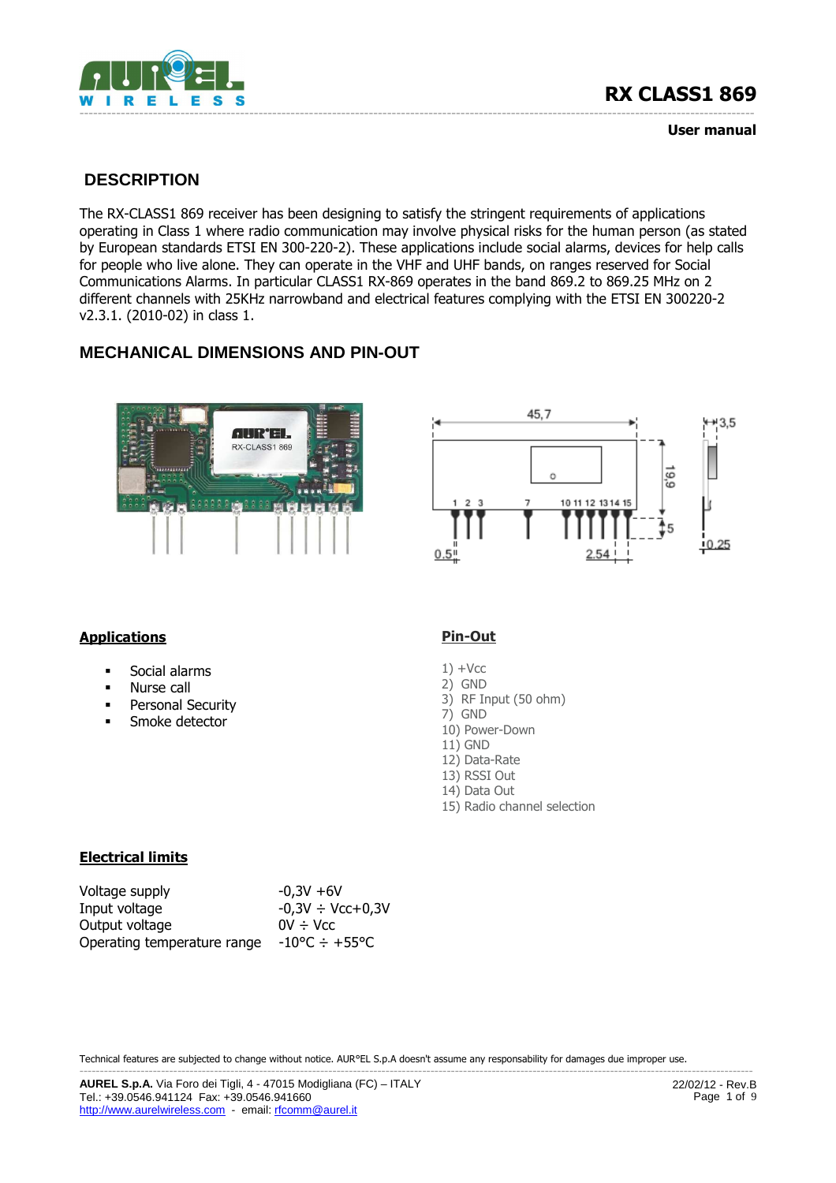# RX CLASS1 869

**User manual**

## DESCRIPTION

The RX-CLASS1 869 receiver has been designing to satisfy the stringent requirements of applications operating in Class 1 where radio communication may involve physical risks for the human person (as stated by European standards ETSI EN 300-220-2). These applications include social alarms, devices for help calls for people who live alone. They can operate in the VHF and UHF bands, on ranges reserved for Social Communications Alarms. In particular CLASS1 RX-869 operates in the band 869.2 to 869.25 MHz on 2 different channels with 25KHz narrowband and electrical features complying with the ETSI EN 300220-2 v2.3.1. (2010-02) in class 1.

## MECHANICAL DIMENSIONS AND PIN-OUT

### Applications

- Social alarms
- Nurse call
- Personal Security
- Smoke detector

### Pin-Out

1) +Vcc
2) GND
3) RF Input (50 ohm)
7) GND
10) Power-Down
11) GND
12) Data-Rate
13) RSSI Out
14) Data Out
15) Radio channel selection

### Electrical limits

| | |
|---|---|
| Voltage supply | -0,3V +6V |
| Input voltage | -0,3V ÷ Vcc+0,3V |
| Output voltage | 0V ÷ Vcc |
| Operating temperature range | -10°C ÷ +55°C |

Technical features are subjected to change without notice. AUR°EL S.p.A doesn't assume any responsability for damages due improper use.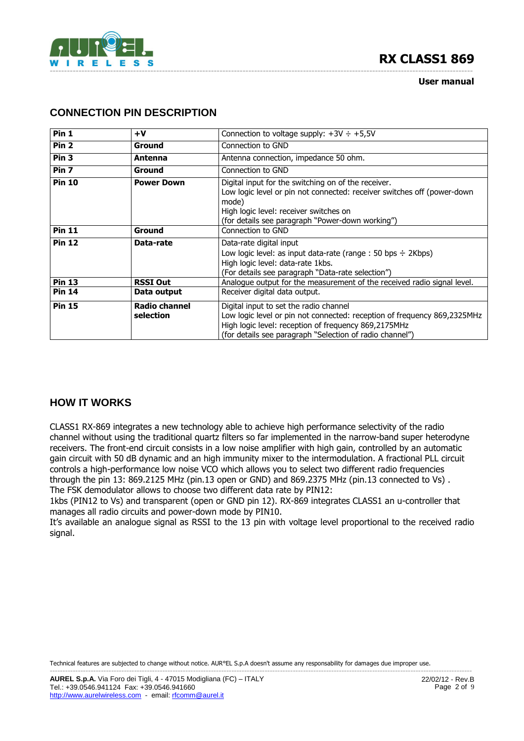## CONNECTION PIN DESCRIPTION

| Pin | Name | Description |
|---|---|---|
| **Pin 1** | **+V** | Connection to voltage supply: +3V ÷ +5,5V |
| **Pin 2** | **Ground** | Connection to GND |
| **Pin 3** | **Antenna** | Antenna connection, impedance 50 ohm. |
| **Pin 7** | **Ground** | Connection to GND |
| **Pin 10** | **Power Down** | Digital input for the switching on of the receiver.<br>Low logic level or pin not connected: receiver switches off (power-down mode)<br>High logic level: receiver switches on<br>(for details see paragraph "Power-down working") |
| **Pin 11** | **Ground** | Connection to GND |
| **Pin 12** | **Data-rate** | Data-rate digital input<br>Low logic level: as input data-rate (range : 50 bps ÷ 2Kbps)<br>High logic level: data-rate 1kbs.<br>(For details see paragraph "Data-rate selection") |
| **Pin 13** | **RSSI Out** | Analogue output for the measurement of the received radio signal level. |
| **Pin 14** | **Data output** | Receiver digital data output. |
| **Pin 15** | **Radio channel selection** | Digital input to set the radio channel<br>Low logic level or pin not connected: reception of frequency 869,2325MHz<br>High logic level: reception of frequency 869,2175MHz<br>(for details see paragraph "Selection of radio channel") |

## HOW IT WORKS

CLASS1 RX-869 integrates a new technology able to achieve high performance selectivity of the radio channel without using the traditional quartz filters so far implemented in the narrow-band super heterodyne receivers. The front-end circuit consists in a low noise amplifier with high gain, controlled by an automatic gain circuit with 50 dB dynamic and an high immunity mixer to the intermodulation. A fractional PLL circuit controls a high-performance low noise VCO which allows you to select two different radio frequencies through the pin 13: 869.2125 MHz (pin.13 open or GND) and 869.2375 MHz (pin.13 connected to Vs) .
The FSK demodulator allows to choose two different data rate by PIN12:
1kbs (PIN12 to Vs) and transparent (open or GND pin 12). RX-869 integrates CLASS1 an u-controller that manages all radio circuits and power-down mode by PIN10.
It's available an analogue signal as RSSI to the 13 pin with voltage level proportional to the received radio signal.

Technical features are subjected to change without notice. AUR°EL S.p.A doesn't assume any responsability for damages due improper use.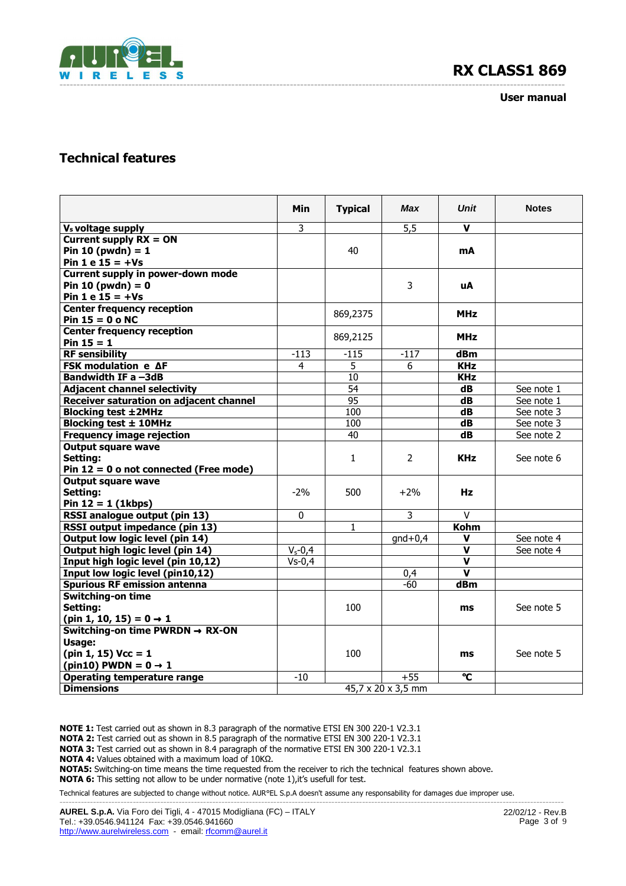## Technical features

| | Min | Typical | *Max* | *Unit* | Notes |
|---|---|---|---|---|---|
| **$V_s$ voltage supply** | 3 | | 5,5 | **V** | |
| **Current supply RX = ON**<br>**Pin 10 (pwdn) = 1**<br>**Pin 1 e 15 = +Vs** | | 40 | | **mA** | |
| **Current supply in power-down mode**<br>**Pin 10 (pwdn) = 0**<br>**Pin 1 e 15 = +Vs** | | | 3 | **uA** | |
| **Center frequency reception**<br>**Pin 15 = 0 o NC** | | 869,2375 | | **MHz** | |
| **Center frequency reception**<br>**Pin 15 = 1** | | 869,2125 | | **MHz** | |
| **RF sensibility** | -113 | -115 | -117 | **dBm** | |
| **FSK modulation e ΔF** | 4 | 5 | 6 | **KHz** | |
| **Bandwidth IF a –3dB** | | 10 | | **KHz** | |
| **Adjacent channel selectivity** | | 54 | | **dB** | See note 1 |
| **Receiver saturation on adjacent channel** | | 95 | | **dB** | See note 1 |
| **Blocking test ±2MHz** | | 100 | | **dB** | See note 3 |
| **Blocking test ± 10MHz** | | 100 | | **dB** | See note 3 |
| **Frequency image rejection** | | 40 | | **dB** | See note 2 |
| **Output square wave**<br>**Setting:**<br>**Pin 12 = 0 o not connected (Free mode)** | | 1 | 2 | **KHz** | See note 6 |
| **Output square wave**<br>**Setting:**<br>**Pin 12 = 1 (1kbps)** | -2% | 500 | +2% | **Hz** | |
| **RSSI analogue output (pin 13)** | 0 | | 3 | V | |
| **RSSI output impedance (pin 13)** | | 1 | | **Kohm** | |
| **Output low logic level (pin 14)** | | | gnd+0,4 | **V** | See note 4 |
| **Output high logic level (pin 14)** | $V_s$-0,4 | | | **V** | See note 4 |
| **Input high logic level (pin 10,12)** | Vs-0,4 | | | **V** | |
| **Input low logic level (pin10,12)** | | | 0,4 | **V** | |
| **Spurious RF emission antenna** | | | -60 | **dBm** | |
| **Switching-on time**<br>**Setting:**<br>**(pin 1, 10, 15) = 0 → 1** | | 100 | | **ms** | See note 5 |
| **Switching-on time PWRDN → RX-ON**<br>**Usage:**<br>**(pin 1, 15) Vcc = 1**<br>**(pin10) PWDN = 0 → 1** | | 100 | | **ms** | See note 5 |
| **Operating temperature range** | -10 | | +55 | **°C** | |
| **Dimensions** | 45,7 x 20 x 3,5 mm | | | | |

**NOTE 1:** Test carried out as shown in 8.3 paragraph of the normative ETSI EN 300 220-1 V2.3.1
**NOTA 2:** Test carried out as shown in 8.5 paragraph of the normative ETSI EN 300 220-1 V2.3.1
**NOTA 3:** Test carried out as shown in 8.4 paragraph of the normative ETSI EN 300 220-1 V2.3.1
**NOTA 4:** Values obtained with a maximum load of 10KΩ.
**NOTA5:** Switching-on time means the time requested from the receiver to rich the technical features shown above.
**NOTA 6:** This setting not allow to be under normative (note 1),it's usefull for test.

Technical features are subjected to change without notice. AUR°EL S.p.A doesn't assume any responsability for damages due improper use.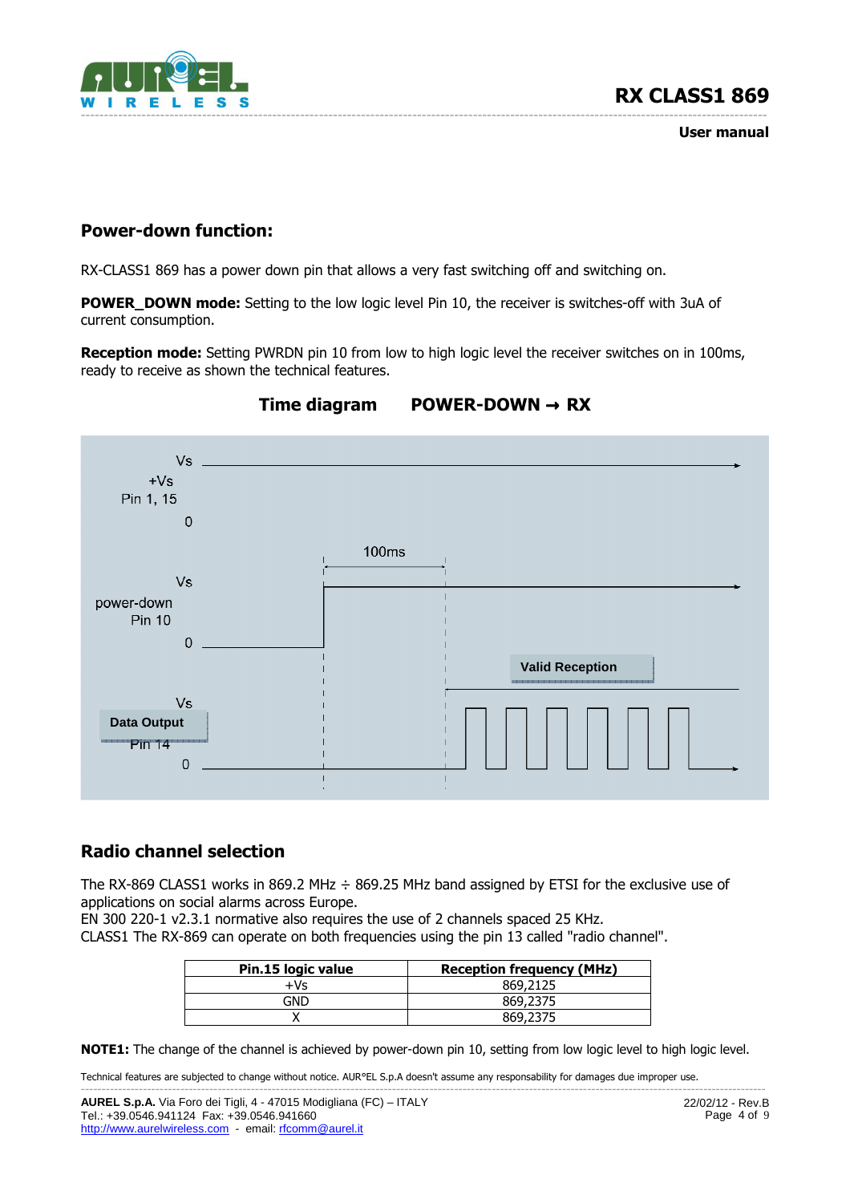## Power-down function:

RX-CLASS1 869 has a power down pin that allows a very fast switching off and switching on.

**POWER_DOWN mode:** Setting to the low logic level Pin 10, the receiver is switches-off with 3uA of current consumption.

**Reception mode:** Setting PWRDN pin 10 from low to high logic level the receiver switches on in 100ms, ready to receive as shown the technical features.

**Time diagram POWER-DOWN → RX**

Vs
+Vs
Pin 1, 15
0

100ms

Vs
power-down
Pin 10
0

Valid Reception

Vs
Data Output
Pin 14
0

## Radio channel selection

The RX-869 CLASS1 works in 869.2 MHz ÷ 869.25 MHz band assigned by ETSI for the exclusive use of applications on social alarms across Europe.
EN 300 220-1 v2.3.1 normative also requires the use of 2 channels spaced 25 KHz.
CLASS1 The RX-869 can operate on both frequencies using the pin 13 called "radio channel".

| Pin.15 logic value | Reception frequency (MHz) |
|---|---|
| +Vs | 869,2125 |
| GND | 869,2375 |
| X | 869,2375 |

**NOTE1:** The change of the channel is achieved by power-down pin 10, setting from low logic level to high logic level.

Technical features are subjected to change without notice. AUR°EL S.p.A doesn't assume any responsability for damages due improper use.

**AUREL S.p.A.** Via Foro dei Tigli, 4 - 47015 Modigliana (FC) – ITALY
Tel.: +39.0546.941124 Fax: +39.0546.941660
http://www.aurelwireless.com - email: rfcomm@aurel.it

22/02/12 - Rev.B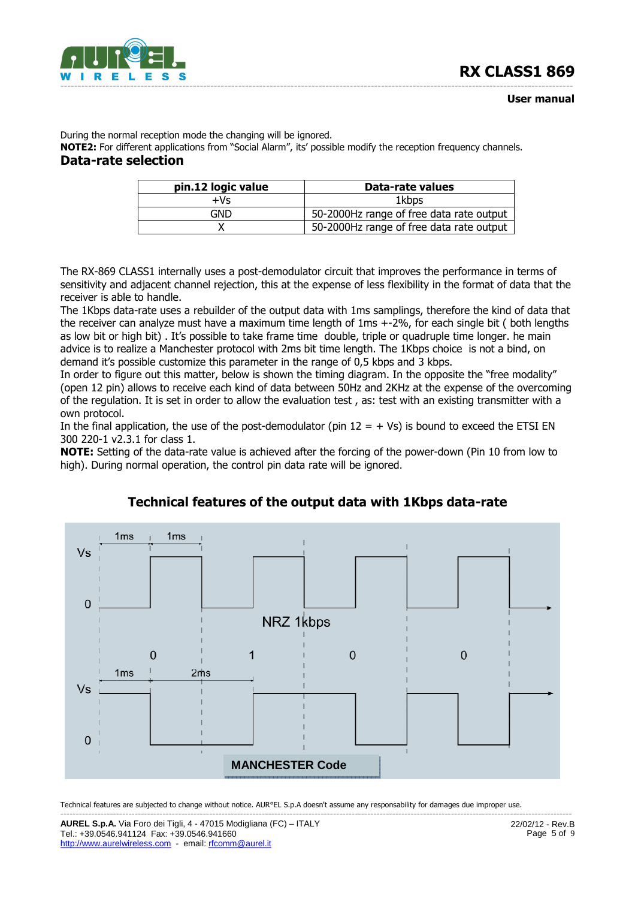During the normal reception mode the changing will be ignored.
**NOTE2:** For different applications from "Social Alarm", its' possible modify the reception frequency channels.

## Data-rate selection

| pin.12 logic value | Data-rate values |
|---|---|
| +Vs | 1kbps |
| GND | 50-2000Hz range of free data rate output |
| X | 50-2000Hz range of free data rate output |

The RX-869 CLASS1 internally uses a post-demodulator circuit that improves the performance in terms of sensitivity and adjacent channel rejection, this at the expense of less flexibility in the format of data that the receiver is able to handle.
The 1Kbps data-rate uses a rebuilder of the output data with 1ms samplings, therefore the kind of data that the receiver can analyze must have a maximum time length of 1ms +-2%, for each single bit ( both lengths as low bit or high bit) . It's possible to take frame time double, triple or quadruple time longer. he main advice is to realize a Manchester protocol with 2ms bit time length. The 1Kbps choice is not a bind, on demand it's possible customize this parameter in the range of 0,5 kbps and 3 kbps.
In order to figure out this matter, below is shown the timing diagram. In the opposite the "free modality" (open 12 pin) allows to receive each kind of data between 50Hz and 2KHz at the expense of the overcoming of the regulation. It is set in order to allow the evaluation test , as: test with an existing transmitter with a own protocol.
In the final application, the use of the post-demodulator (pin 12 = + Vs) is bound to exceed the ETSI EN 300 220-1 v2.3.1 for class 1.
**NOTE:** Setting of the data-rate value is achieved after the forcing of the power-down (Pin 10 from low to high). During normal operation, the control pin data rate will be ignored.

### Technical features of the output data with 1Kbps data-rate

1ms 1ms
Vs
0
NRZ 1kbps
0 1 0 0
1ms 2ms
Vs
0
MANCHESTER Code

Technical features are subjected to change without notice. AUR°EL S.p.A doesn't assume any responsability for damages due improper use.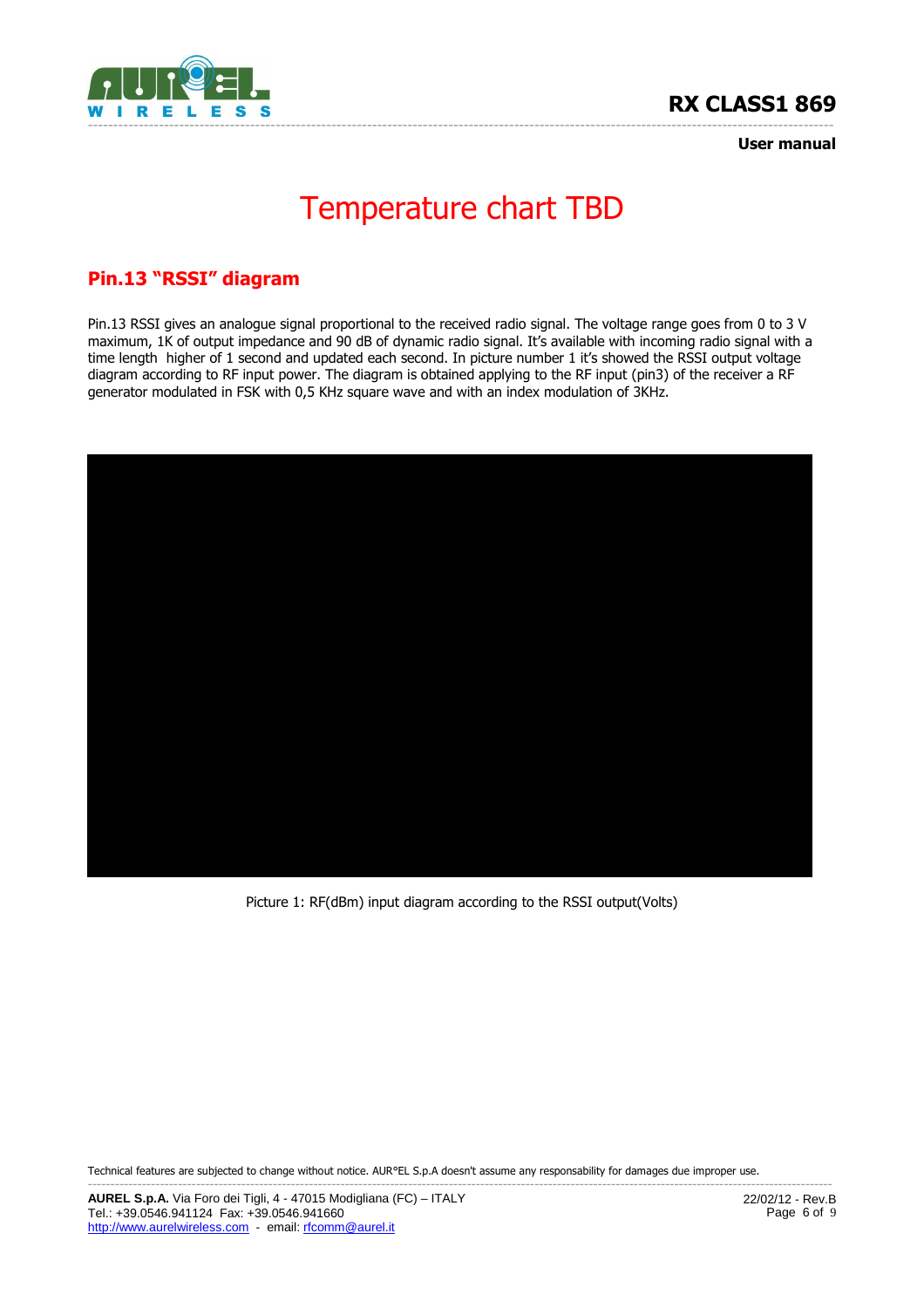# Temperature chart TBD

## Pin.13 “RSSI” diagram

Pin.13 RSSI gives an analogue signal proportional to the received radio signal. The voltage range goes from 0 to 3 V maximum, 1K of output impedance and 90 dB of dynamic radio signal. It’s available with incoming radio signal with a time length  higher of 1 second and updated each second. In picture number 1 it’s showed the RSSI output voltage diagram according to RF input power. The diagram is obtained applying to the RF input (pin3) of the receiver a RF generator modulated in FSK with 0,5 KHz square wave and with an index modulation of 3KHz.

Picture 1: RF(dBm) input diagram according to the RSSI output(Volts)

Technical features are subjected to change without notice. AUR°EL S.p.A doesn't assume any responsability for damages due improper use.

**AUREL S.p.A.** Via Foro dei Tigli, 4 - 47015 Modigliana (FC) – ITALY
Tel.: +39.0546.941124  Fax: +39.0546.941660
http://www.aurelwireless.com  -  email: rfcomm@aurel.it

22/02/12 - Rev.B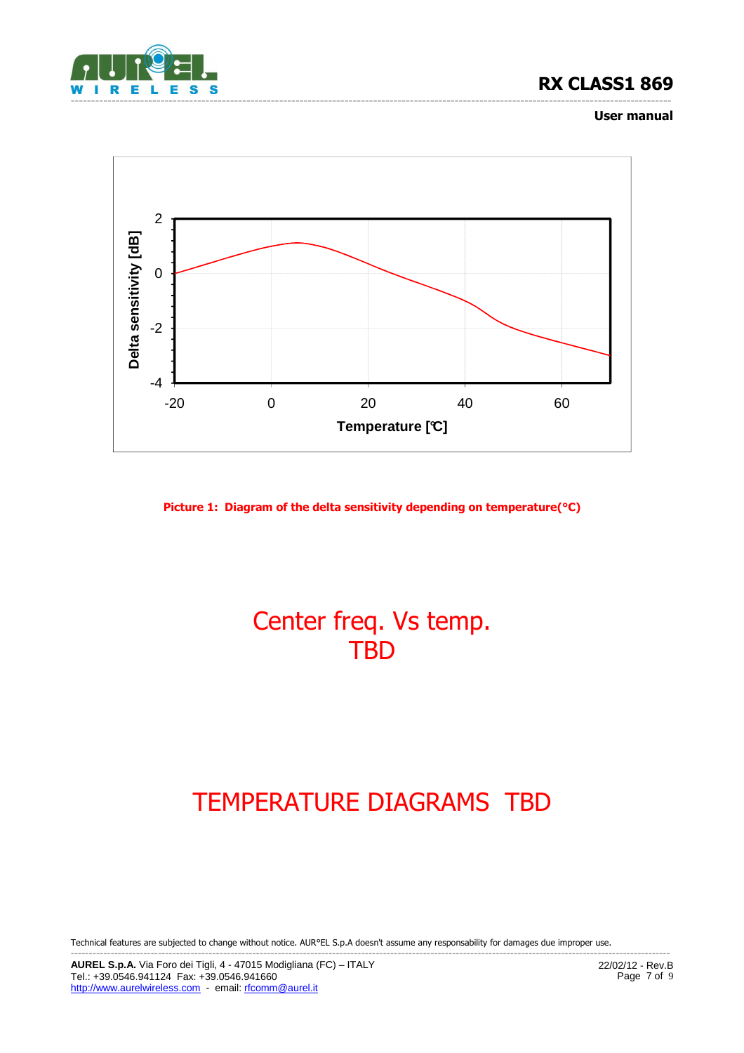Picture 1: Diagram of the delta sensitivity depending on temperature(°C)

Center freq. Vs temp.
TBD

TEMPERATURE DIAGRAMS TBD

Technical features are subjected to change without notice. AUR°EL S.p.A doesn't assume any responsability for damages due improper use.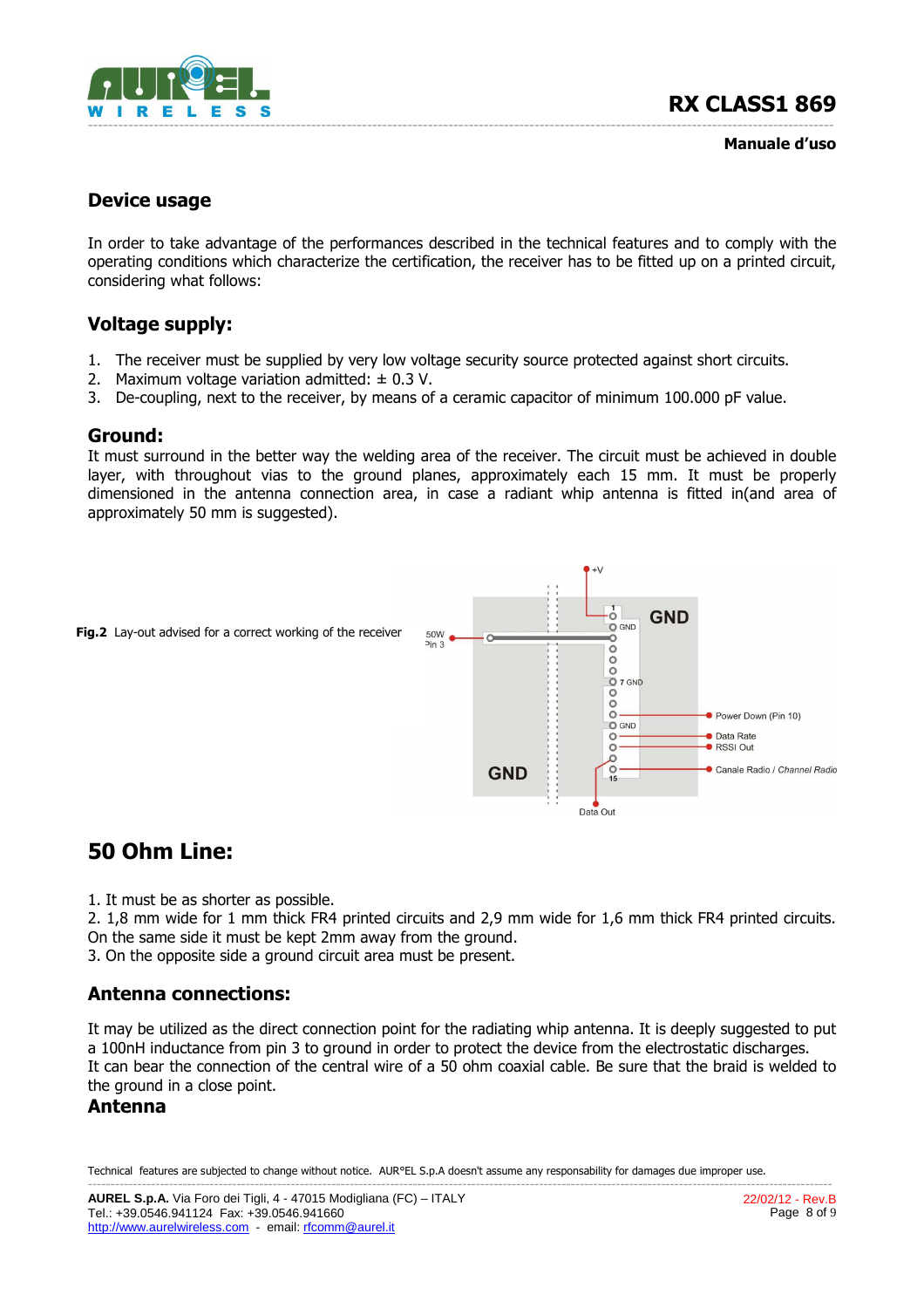## Device usage

In order to take advantage of the performances described in the technical features and to comply with the operating conditions which characterize the certification, the receiver has to be fitted up on a printed circuit, considering what follows:

## Voltage supply:

1. The receiver must be supplied by very low voltage security source protected against short circuits.
2. Maximum voltage variation admitted: ± 0.3 V.
3. De-coupling, next to the receiver, by means of a ceramic capacitor of minimum 100.000 pF value.

## Ground:

It must surround in the better way the welding area of the receiver. The circuit must be achieved in double layer, with throughout vias to the ground planes, approximately each 15 mm. It must be properly dimensioned in the antenna connection area, in case a radiant whip antenna is fitted in(and area of approximately 50 mm is suggested).

**Fig.2** Lay-out advised for a correct working of the receiver

# 50 Ohm Line:

1. It must be as shorter as possible.
2. 1,8 mm wide for 1 mm thick FR4 printed circuits and 2,9 mm wide for 1,6 mm thick FR4 printed circuits. On the same side it must be kept 2mm away from the ground.
3. On the opposite side a ground circuit area must be present.

## Antenna connections:

It may be utilized as the direct connection point for the radiating whip antenna. It is deeply suggested to put a 100nH inductance from pin 3 to ground in order to protect the device from the electrostatic discharges.
It can bear the connection of the central wire of a 50 ohm coaxial cable. Be sure that the braid is welded to the ground in a close point.

## Antenna

Technical features are subjected to change without notice. AUR°EL S.p.A doesn't assume any responsability for damages due improper use.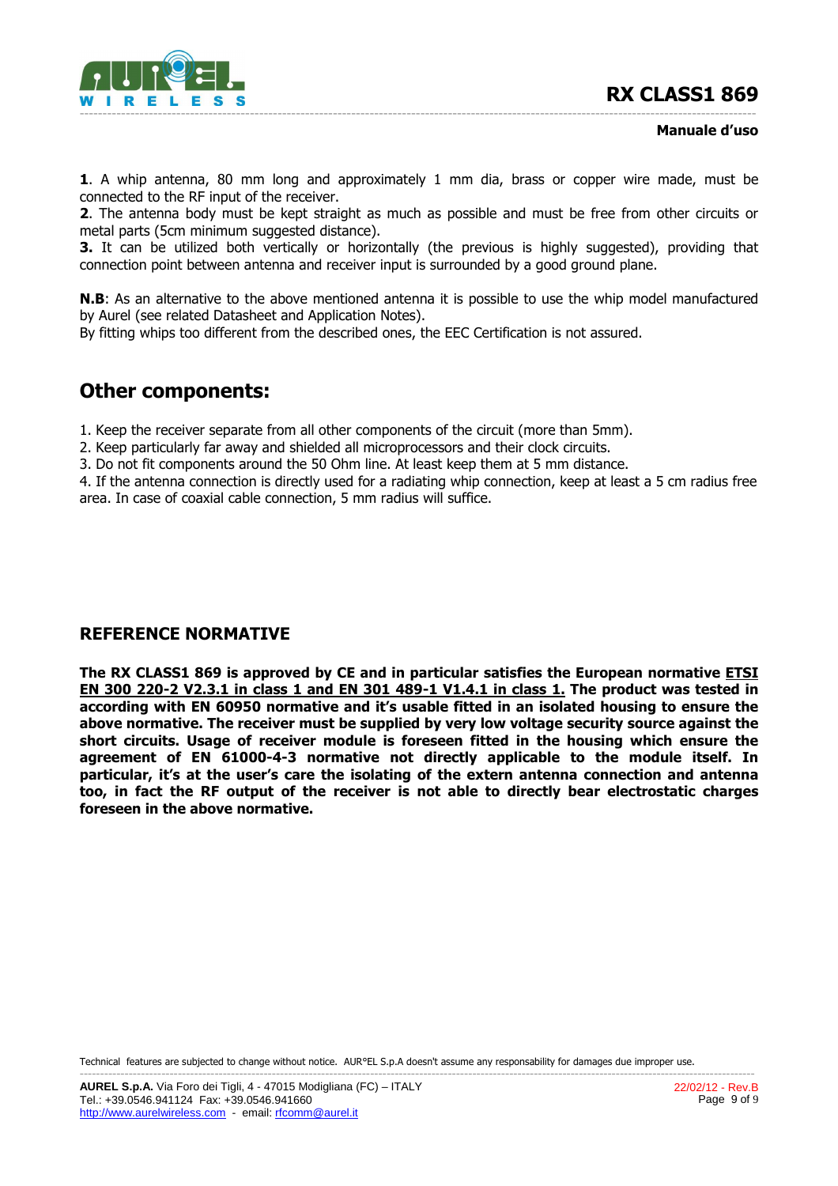**1**. A whip antenna, 80 mm long and approximately 1 mm dia, brass or copper wire made, must be connected to the RF input of the receiver.
**2**. The antenna body must be kept straight as much as possible and must be free from other circuits or metal parts (5cm minimum suggested distance).
**3.** It can be utilized both vertically or horizontally (the previous is highly suggested), providing that connection point between antenna and receiver input is surrounded by a good ground plane.

**N.B**: As an alternative to the above mentioned antenna it is possible to use the whip model manufactured by Aurel (see related Datasheet and Application Notes).
By fitting whips too different from the described ones, the EEC Certification is not assured.

## Other components:

1. Keep the receiver separate from all other components of the circuit (more than 5mm).
2. Keep particularly far away and shielded all microprocessors and their clock circuits.
3. Do not fit components around the 50 Ohm line. At least keep them at 5 mm distance.
4. If the antenna connection is directly used for a radiating whip connection, keep at least a 5 cm radius free area. In case of coaxial cable connection, 5 mm radius will suffice.

## REFERENCE NORMATIVE

**The RX CLASS1 869 is approved by CE and in particular satisfies the European normative ETSI EN 300 220-2 V2.3.1 in class 1 and EN 301 489-1 V1.4.1 in class 1. The product was tested in according with EN 60950 normative and it's usable fitted in an isolated housing to ensure the above normative. The receiver must be supplied by very low voltage security source against the short circuits. Usage of receiver module is foreseen fitted in the housing which ensure the agreement of EN 61000-4-3 normative not directly applicable to the module itself. In particular, it's at the user's care the isolating of the extern antenna connection and antenna too, in fact the RF output of the receiver is not able to directly bear electrostatic charges foreseen in the above normative.**